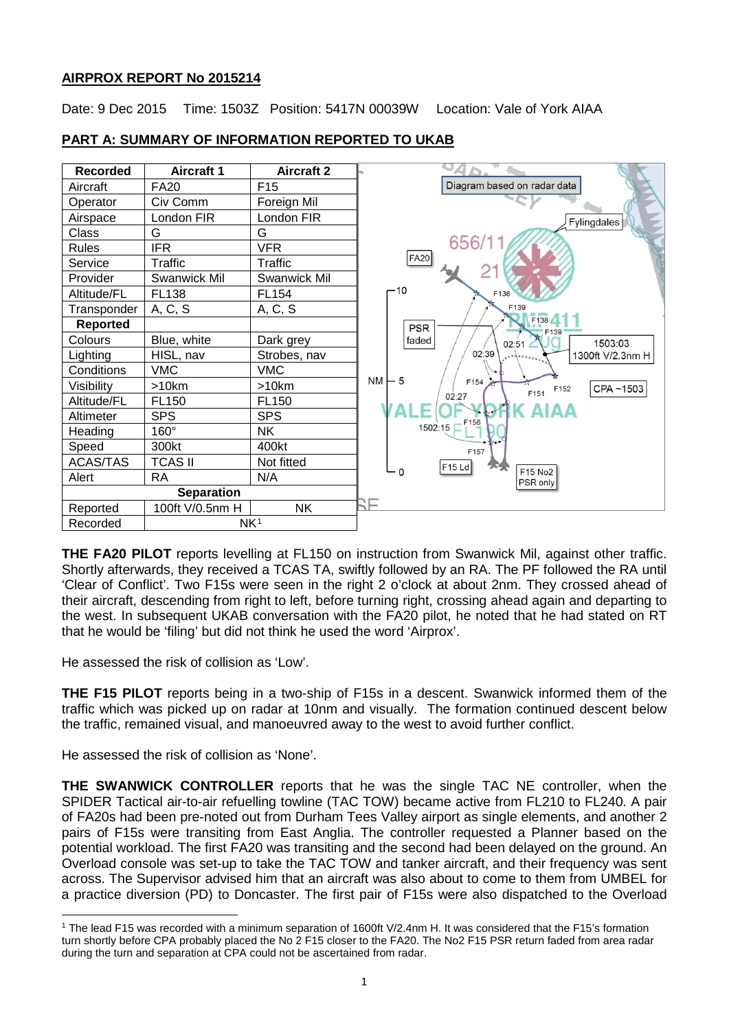**AIRPROX REPORT No 2015214**

Date: 9 Dec 2015 Time: 1503Z Position: 5417N 00039W Location: Vale of York AIAA

**PART A: SUMMARY OF INFORMATION REPORTED TO UKAB**

| Recorded | Aircraft 1 | Aircraft 2 |
|---|---|---|
| Aircraft | FA20 | F15 |
| Operator | Civ Comm | Foreign Mil |
| Airspace | London FIR | London FIR |
| Class | G | G |
| Rules | IFR | VFR |
| Service | Traffic | Traffic |
| Provider | Swanwick Mil | Swanwick Mil |
| Altitude/FL | FL138 | FL154 |
| Transponder | A, C, S | A, C, S |
| **Reported** | | |
| Colours | Blue, white | Dark grey |
| Lighting | HISL, nav | Strobes, nav |
| Conditions | VMC | VMC |
| Visibility | >10km | >10km |
| Altitude/FL | FL150 | FL150 |
| Altimeter | SPS | SPS |
| Heading | 160° | NK |
| Speed | 300kt | 400kt |
| ACAS/TAS | TCAS II | Not fitted |
| Alert | RA | N/A |
| **Separation** | | |
| Reported | 100ft V/0.5nm H | NK |
| Recorded | NK[1] | |

**THE FA20 PILOT** reports levelling at FL150 on instruction from Swanwick Mil, against other traffic. Shortly afterwards, they received a TCAS TA, swiftly followed by an RA. The PF followed the RA until 'Clear of Conflict'. Two F15s were seen in the right 2 o'clock at about 2nm. They crossed ahead of their aircraft, descending from right to left, before turning right, crossing ahead again and departing to the west. In subsequent UKAB conversation with the FA20 pilot, he noted that he had stated on RT that he would be 'filing' but did not think he used the word 'Airprox'.

He assessed the risk of collision as 'Low'.

**THE F15 PILOT** reports being in a two-ship of F15s in a descent. Swanwick informed them of the traffic which was picked up on radar at 10nm and visually. The formation continued descent below the traffic, remained visual, and manoeuvred away to the west to avoid further conflict.

He assessed the risk of collision as 'None'.

**THE SWANWICK CONTROLLER** reports that he was the single TAC NE controller, when the SPIDER Tactical air-to-air refuelling towline (TAC TOW) became active from FL210 to FL240. A pair of FA20s had been pre-noted out from Durham Tees Valley airport as single elements, and another 2 pairs of F15s were transiting from East Anglia. The controller requested a Planner based on the potential workload. The first FA20 was transiting and the second had been delayed on the ground. An Overload console was set-up to take the TAC TOW and tanker aircraft, and their frequency was sent across. The Supervisor advised him that an aircraft was also about to come to them from UMBEL for a practice diversion (PD) to Doncaster. The first pair of F15s were also dispatched to the Overload

[1] The lead F15 was recorded with a minimum separation of 1600ft V/2.4nm H. It was considered that the F15's formation turn shortly before CPA probably placed the No 2 F15 closer to the FA20. The No2 F15 PSR return faded from area radar during the turn and separation at CPA could not be ascertained from radar.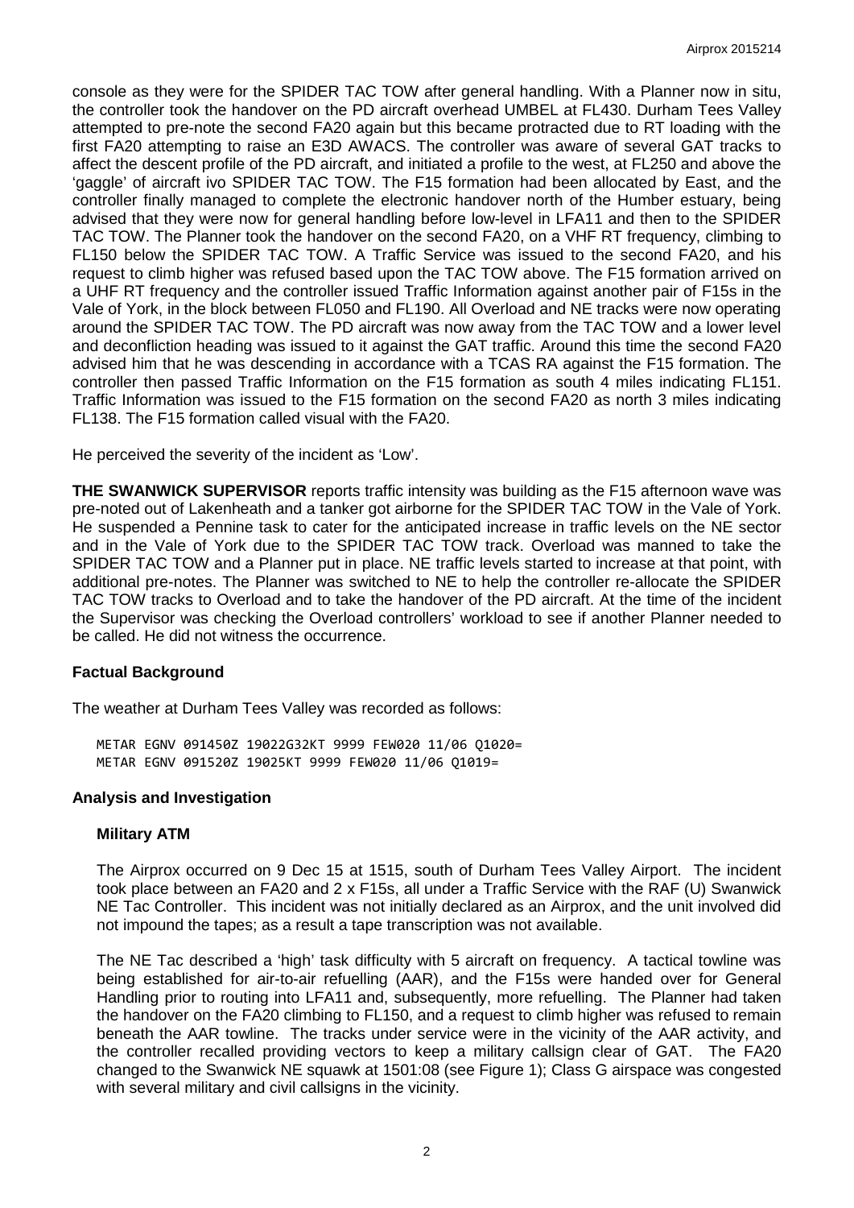console as they were for the SPIDER TAC TOW after general handling. With a Planner now in situ, the controller took the handover on the PD aircraft overhead UMBEL at FL430. Durham Tees Valley attempted to pre-note the second FA20 again but this became protracted due to RT loading with the first FA20 attempting to raise an E3D AWACS. The controller was aware of several GAT tracks to affect the descent profile of the PD aircraft, and initiated a profile to the west, at FL250 and above the 'gaggle' of aircraft ivo SPIDER TAC TOW. The F15 formation had been allocated by East, and the controller finally managed to complete the electronic handover north of the Humber estuary, being advised that they were now for general handling before low-level in LFA11 and then to the SPIDER TAC TOW. The Planner took the handover on the second FA20, on a VHF RT frequency, climbing to FL150 below the SPIDER TAC TOW. A Traffic Service was issued to the second FA20, and his request to climb higher was refused based upon the TAC TOW above. The F15 formation arrived on a UHF RT frequency and the controller issued Traffic Information against another pair of F15s in the Vale of York, in the block between FL050 and FL190. All Overload and NE tracks were now operating around the SPIDER TAC TOW. The PD aircraft was now away from the TAC TOW and a lower level and deconfliction heading was issued to it against the GAT traffic. Around this time the second FA20 advised him that he was descending in accordance with a TCAS RA against the F15 formation. The controller then passed Traffic Information on the F15 formation as south 4 miles indicating FL151. Traffic Information was issued to the F15 formation on the second FA20 as north 3 miles indicating FL138. The F15 formation called visual with the FA20.

He perceived the severity of the incident as 'Low'.

**THE SWANWICK SUPERVISOR** reports traffic intensity was building as the F15 afternoon wave was pre-noted out of Lakenheath and a tanker got airborne for the SPIDER TAC TOW in the Vale of York. He suspended a Pennine task to cater for the anticipated increase in traffic levels on the NE sector and in the Vale of York due to the SPIDER TAC TOW track. Overload was manned to take the SPIDER TAC TOW and a Planner put in place. NE traffic levels started to increase at that point, with additional pre-notes. The Planner was switched to NE to help the controller re-allocate the SPIDER TAC TOW tracks to Overload and to take the handover of the PD aircraft. At the time of the incident the Supervisor was checking the Overload controllers' workload to see if another Planner needed to be called. He did not witness the occurrence.

## Factual Background

The weather at Durham Tees Valley was recorded as follows:

```
METAR EGNV 091450Z 19022G32KT 9999 FEW020 11/06 Q1020=
METAR EGNV 091520Z 19025KT 9999 FEW020 11/06 Q1019=
```

## Analysis and Investigation

### Military ATM

The Airprox occurred on 9 Dec 15 at 1515, south of Durham Tees Valley Airport. The incident took place between an FA20 and 2 x F15s, all under a Traffic Service with the RAF (U) Swanwick NE Tac Controller. This incident was not initially declared as an Airprox, and the unit involved did not impound the tapes; as a result a tape transcription was not available.

The NE Tac described a 'high' task difficulty with 5 aircraft on frequency. A tactical towline was being established for air-to-air refuelling (AAR), and the F15s were handed over for General Handling prior to routing into LFA11 and, subsequently, more refuelling. The Planner had taken the handover on the FA20 climbing to FL150, and a request to climb higher was refused to remain beneath the AAR towline. The tracks under service were in the vicinity of the AAR activity, and the controller recalled providing vectors to keep a military callsign clear of GAT. The FA20 changed to the Swanwick NE squawk at 1501:08 (see Figure 1); Class G airspace was congested with several military and civil callsigns in the vicinity.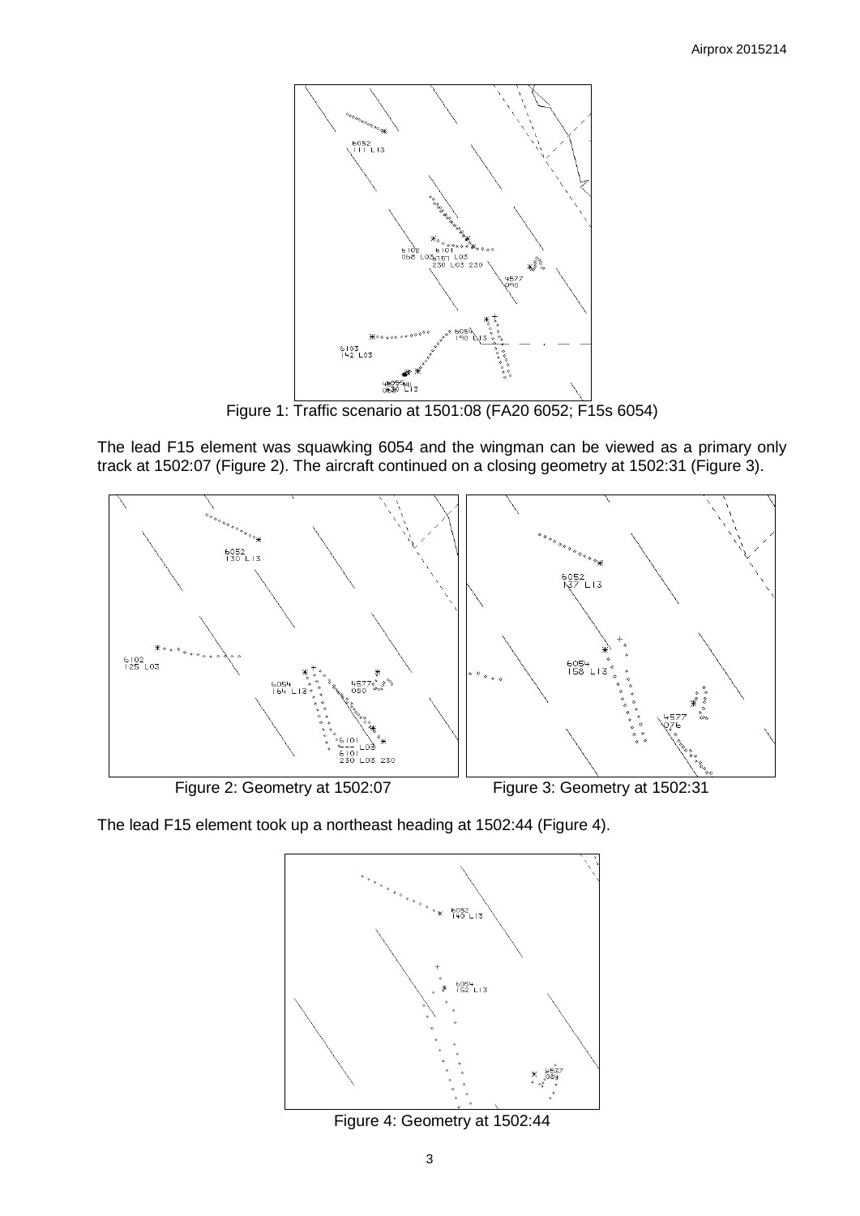Figure 1: Traffic scenario at 1501:08 (FA20 6052; F15s 6054)

The lead F15 element was squawking 6054 and the wingman can be viewed as a primary only track at 1502:07 (Figure 2). The aircraft continued on a closing geometry at 1502:31 (Figure 3).

Figure 2: Geometry at 1502:07

Figure 3: Geometry at 1502:31

The lead F15 element took up a northeast heading at 1502:44 (Figure 4).

Figure 4: Geometry at 1502:44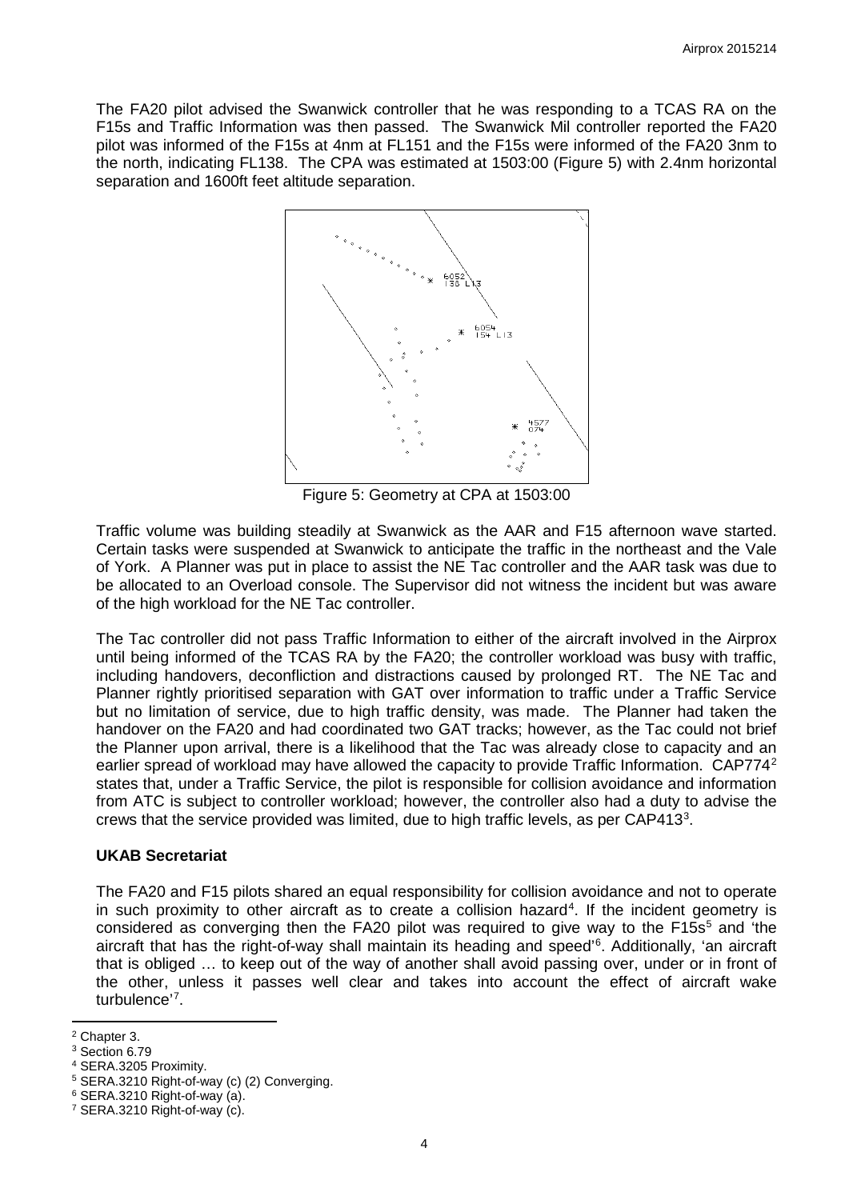The FA20 pilot advised the Swanwick controller that he was responding to a TCAS RA on the F15s and Traffic Information was then passed. The Swanwick Mil controller reported the FA20 pilot was informed of the F15s at 4nm at FL151 and the F15s were informed of the FA20 3nm to the north, indicating FL138. The CPA was estimated at 1503:00 (Figure 5) with 2.4nm horizontal separation and 1600ft feet altitude separation.

Figure 5: Geometry at CPA at 1503:00

Traffic volume was building steadily at Swanwick as the AAR and F15 afternoon wave started. Certain tasks were suspended at Swanwick to anticipate the traffic in the northeast and the Vale of York. A Planner was put in place to assist the NE Tac controller and the AAR task was due to be allocated to an Overload console. The Supervisor did not witness the incident but was aware of the high workload for the NE Tac controller.

The Tac controller did not pass Traffic Information to either of the aircraft involved in the Airprox until being informed of the TCAS RA by the FA20; the controller workload was busy with traffic, including handovers, deconfliction and distractions caused by prolonged RT. The NE Tac and Planner rightly prioritised separation with GAT over information to traffic under a Traffic Service but no limitation of service, due to high traffic density, was made. The Planner had taken the handover on the FA20 and had coordinated two GAT tracks; however, as the Tac could not brief the Planner upon arrival, there is a likelihood that the Tac was already close to capacity and an earlier spread of workload may have allowed the capacity to provide Traffic Information. CAP774[2] states that, under a Traffic Service, the pilot is responsible for collision avoidance and information from ATC is subject to controller workload; however, the controller also had a duty to advise the crews that the service provided was limited, due to high traffic levels, as per CAP413[3].

### UKAB Secretariat

The FA20 and F15 pilots shared an equal responsibility for collision avoidance and not to operate in such proximity to other aircraft as to create a collision hazard[4]. If the incident geometry is considered as converging then the FA20 pilot was required to give way to the F15s[5] and 'the aircraft that has the right-of-way shall maintain its heading and speed'[6]. Additionally, 'an aircraft that is obliged … to keep out of the way of another shall avoid passing over, under or in front of the other, unless it passes well clear and takes into account the effect of aircraft wake turbulence'[7].

---

[2] Chapter 3.
[3] Section 6.79
[4] SERA.3205 Proximity.
[5] SERA.3210 Right-of-way (c) (2) Converging.
[6] SERA.3210 Right-of-way (a).
[7] SERA.3210 Right-of-way (c).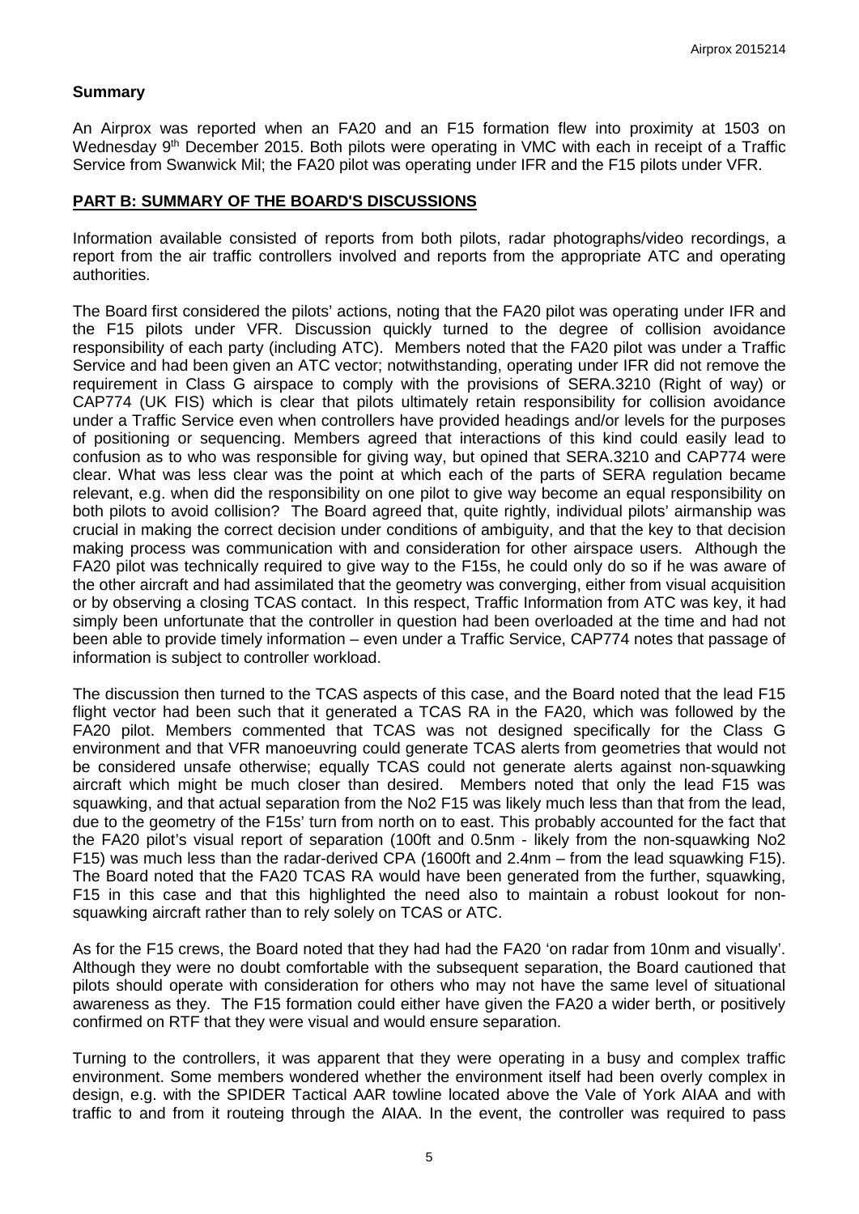## Summary

An Airprox was reported when an FA20 and an F15 formation flew into proximity at 1503 on Wednesday 9th December 2015. Both pilots were operating in VMC with each in receipt of a Traffic Service from Swanwick Mil; the FA20 pilot was operating under IFR and the F15 pilots under VFR.

## PART B: SUMMARY OF THE BOARD'S DISCUSSIONS

Information available consisted of reports from both pilots, radar photographs/video recordings, a report from the air traffic controllers involved and reports from the appropriate ATC and operating authorities.

The Board first considered the pilots' actions, noting that the FA20 pilot was operating under IFR and the F15 pilots under VFR. Discussion quickly turned to the degree of collision avoidance responsibility of each party (including ATC). Members noted that the FA20 pilot was under a Traffic Service and had been given an ATC vector; notwithstanding, operating under IFR did not remove the requirement in Class G airspace to comply with the provisions of SERA.3210 (Right of way) or CAP774 (UK FIS) which is clear that pilots ultimately retain responsibility for collision avoidance under a Traffic Service even when controllers have provided headings and/or levels for the purposes of positioning or sequencing. Members agreed that interactions of this kind could easily lead to confusion as to who was responsible for giving way, but opined that SERA.3210 and CAP774 were clear. What was less clear was the point at which each of the parts of SERA regulation became relevant, e.g. when did the responsibility on one pilot to give way become an equal responsibility on both pilots to avoid collision? The Board agreed that, quite rightly, individual pilots' airmanship was crucial in making the correct decision under conditions of ambiguity, and that the key to that decision making process was communication with and consideration for other airspace users. Although the FA20 pilot was technically required to give way to the F15s, he could only do so if he was aware of the other aircraft and had assimilated that the geometry was converging, either from visual acquisition or by observing a closing TCAS contact. In this respect, Traffic Information from ATC was key, it had simply been unfortunate that the controller in question had been overloaded at the time and had not been able to provide timely information – even under a Traffic Service, CAP774 notes that passage of information is subject to controller workload.

The discussion then turned to the TCAS aspects of this case, and the Board noted that the lead F15 flight vector had been such that it generated a TCAS RA in the FA20, which was followed by the FA20 pilot. Members commented that TCAS was not designed specifically for the Class G environment and that VFR manoeuvring could generate TCAS alerts from geometries that would not be considered unsafe otherwise; equally TCAS could not generate alerts against non-squawking aircraft which might be much closer than desired. Members noted that only the lead F15 was squawking, and that actual separation from the No2 F15 was likely much less than that from the lead, due to the geometry of the F15s' turn from north on to east. This probably accounted for the fact that the FA20 pilot's visual report of separation (100ft and 0.5nm - likely from the non-squawking No2 F15) was much less than the radar-derived CPA (1600ft and 2.4nm – from the lead squawking F15). The Board noted that the FA20 TCAS RA would have been generated from the further, squawking, F15 in this case and that this highlighted the need also to maintain a robust lookout for non-squawking aircraft rather than to rely solely on TCAS or ATC.

As for the F15 crews, the Board noted that they had had the FA20 'on radar from 10nm and visually'. Although they were no doubt comfortable with the subsequent separation, the Board cautioned that pilots should operate with consideration for others who may not have the same level of situational awareness as they. The F15 formation could either have given the FA20 a wider berth, or positively confirmed on RTF that they were visual and would ensure separation.

Turning to the controllers, it was apparent that they were operating in a busy and complex traffic environment. Some members wondered whether the environment itself had been overly complex in design, e.g. with the SPIDER Tactical AAR towline located above the Vale of York AIAA and with traffic to and from it routeing through the AIAA. In the event, the controller was required to pass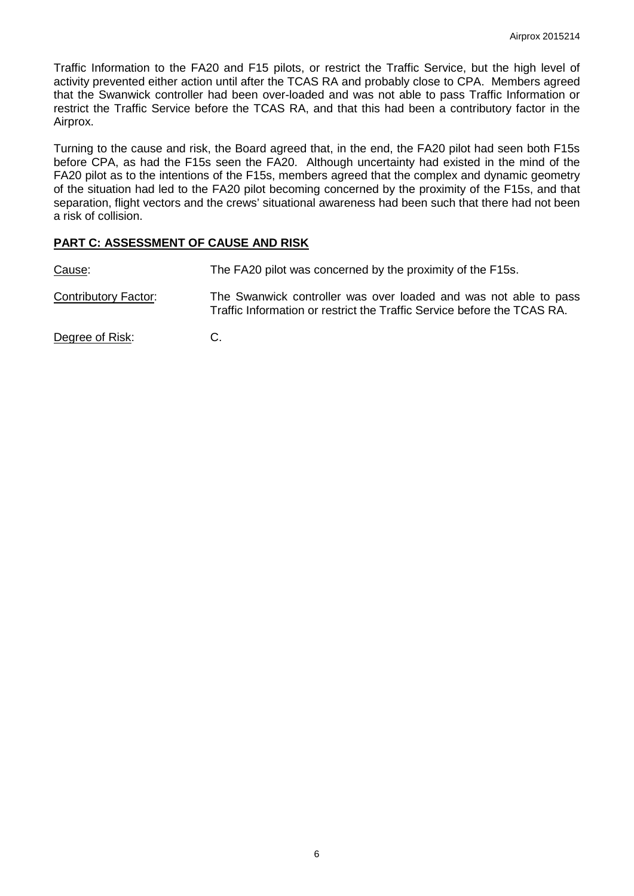Traffic Information to the FA20 and F15 pilots, or restrict the Traffic Service, but the high level of activity prevented either action until after the TCAS RA and probably close to CPA. Members agreed that the Swanwick controller had been over-loaded and was not able to pass Traffic Information or restrict the Traffic Service before the TCAS RA, and that this had been a contributory factor in the Airprox.

Turning to the cause and risk, the Board agreed that, in the end, the FA20 pilot had seen both F15s before CPA, as had the F15s seen the FA20. Although uncertainty had existed in the mind of the FA20 pilot as to the intentions of the F15s, members agreed that the complex and dynamic geometry of the situation had led to the FA20 pilot becoming concerned by the proximity of the F15s, and that separation, flight vectors and the crews' situational awareness had been such that there had not been a risk of collision.

## PART C: ASSESSMENT OF CAUSE AND RISK

Cause: The FA20 pilot was concerned by the proximity of the F15s.

Contributory Factor: The Swanwick controller was over loaded and was not able to pass Traffic Information or restrict the Traffic Service before the TCAS RA.

Degree of Risk: C.